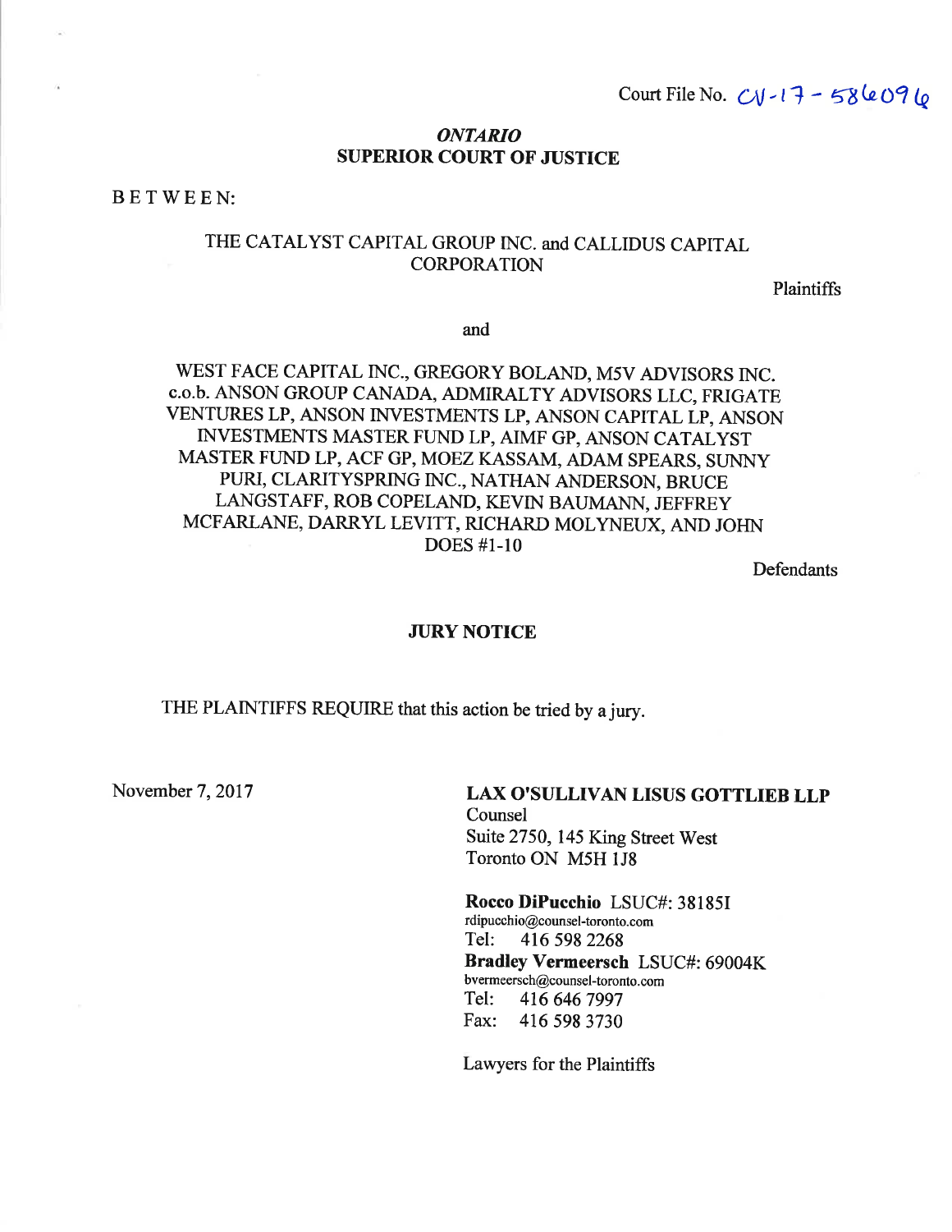Court File No. CV-17-586096

**_ONTARIO_**
**SUPERIOR COURT OF JUSTICE**

BETWEEN:

THE CATALYST CAPITAL GROUP INC. and CALLIDUS CAPITAL CORPORATION

Plaintiffs

and

WEST FACE CAPITAL INC., GREGORY BOLAND, M5V ADVISORS INC. c.o.b. ANSON GROUP CANADA, ADMIRALTY ADVISORS LLC, FRIGATE VENTURES LP, ANSON INVESTMENTS LP, ANSON CAPITAL LP, ANSON INVESTMENTS MASTER FUND LP, AIMF GP, ANSON CATALYST MASTER FUND LP, ACF GP, MOEZ KASSAM, ADAM SPEARS, SUNNY PURI, CLARITYSPRING INC., NATHAN ANDERSON, BRUCE LANGSTAFF, ROB COPELAND, KEVIN BAUMANN, JEFFREY MCFARLANE, DARRYL LEVITT, RICHARD MOLYNEUX, AND JOHN DOES #1-10

Defendants

**JURY NOTICE**

THE PLAINTIFFS REQUIRE that this action be tried by a jury.

November 7, 2017

**LAX O'SULLIVAN LISUS GOTTLIEB LLP**
Counsel
Suite 2750, 145 King Street West
Toronto ON M5H 1J8

**Rocco DiPucchio** LSUC#: 38185I
rdipucchio@counsel-toronto.com
Tel: 416 598 2268
**Bradley Vermeersch** LSUC#: 69004K
bvermeersch@counsel-toronto.com
Tel: 416 646 7997
Fax: 416 598 3730

Lawyers for the Plaintiffs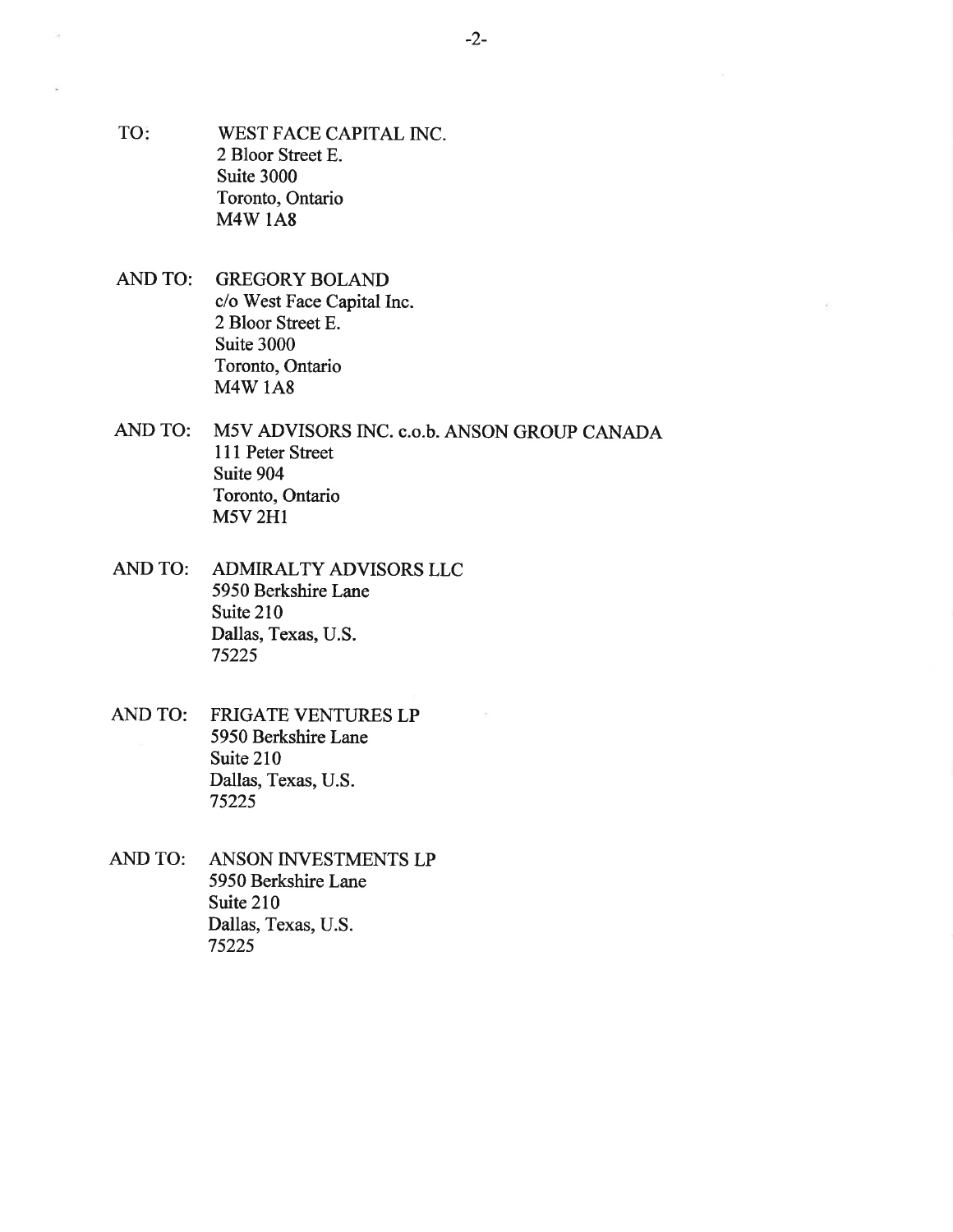TO: WEST FACE CAPITAL INC.  
2 Bloor Street E.  
Suite 3000  
Toronto, Ontario  
M4W 1A8

AND TO: GREGORY BOLAND  
c/o West Face Capital Inc.  
2 Bloor Street E.  
Suite 3000  
Toronto, Ontario  
M4W 1A8

AND TO: M5V ADVISORS INC. c.o.b. ANSON GROUP CANADA  
111 Peter Street  
Suite 904  
Toronto, Ontario  
M5V 2H1

AND TO: ADMIRALTY ADVISORS LLC  
5950 Berkshire Lane  
Suite 210  
Dallas, Texas, U.S.  
75225

AND TO: FRIGATE VENTURES LP  
5950 Berkshire Lane  
Suite 210  
Dallas, Texas, U.S.  
75225

AND TO: ANSON INVESTMENTS LP  
5950 Berkshire Lane  
Suite 210  
Dallas, Texas, U.S.  
75225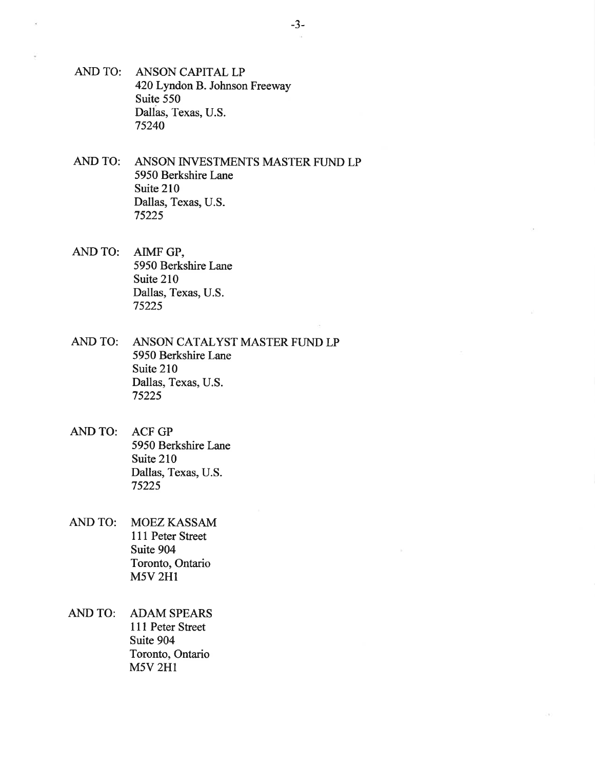AND TO: ANSON CAPITAL LP
420 Lyndon B. Johnson Freeway
Suite 550
Dallas, Texas, U.S.
75240

AND TO: ANSON INVESTMENTS MASTER FUND LP
5950 Berkshire Lane
Suite 210
Dallas, Texas, U.S.
75225

AND TO: AIMF GP,
5950 Berkshire Lane
Suite 210
Dallas, Texas, U.S.
75225

AND TO: ANSON CATALYST MASTER FUND LP
5950 Berkshire Lane
Suite 210
Dallas, Texas, U.S.
75225

AND TO: ACF GP
5950 Berkshire Lane
Suite 210
Dallas, Texas, U.S.
75225

AND TO: MOEZ KASSAM
111 Peter Street
Suite 904
Toronto, Ontario
M5V 2H1

AND TO: ADAM SPEARS
111 Peter Street
Suite 904
Toronto, Ontario
M5V 2H1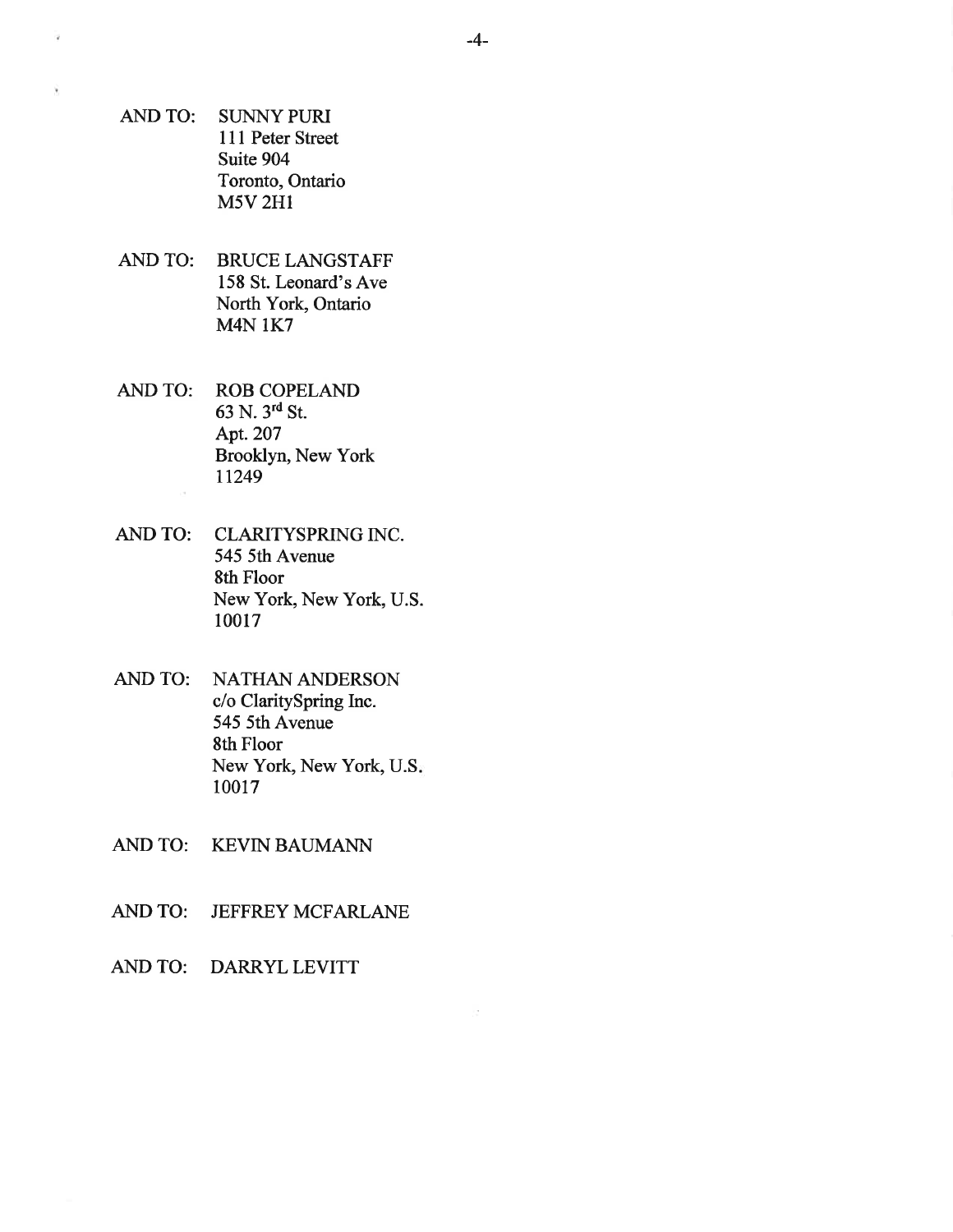AND TO: SUNNY PURI
111 Peter Street
Suite 904
Toronto, Ontario
M5V 2H1

AND TO: BRUCE LANGSTAFF
158 St. Leonard's Ave
North York, Ontario
M4N 1K7

AND TO: ROB COPELAND
63 N. 3rd St.
Apt. 207
Brooklyn, New York
11249

AND TO: CLARITYSPRING INC.
545 5th Avenue
8th Floor
New York, New York, U.S.
10017

AND TO: NATHAN ANDERSON
c/o ClaritySpring Inc.
545 5th Avenue
8th Floor
New York, New York, U.S.
10017

AND TO: KEVIN BAUMANN

AND TO: JEFFREY MCFARLANE

AND TO: DARRYL LEVITT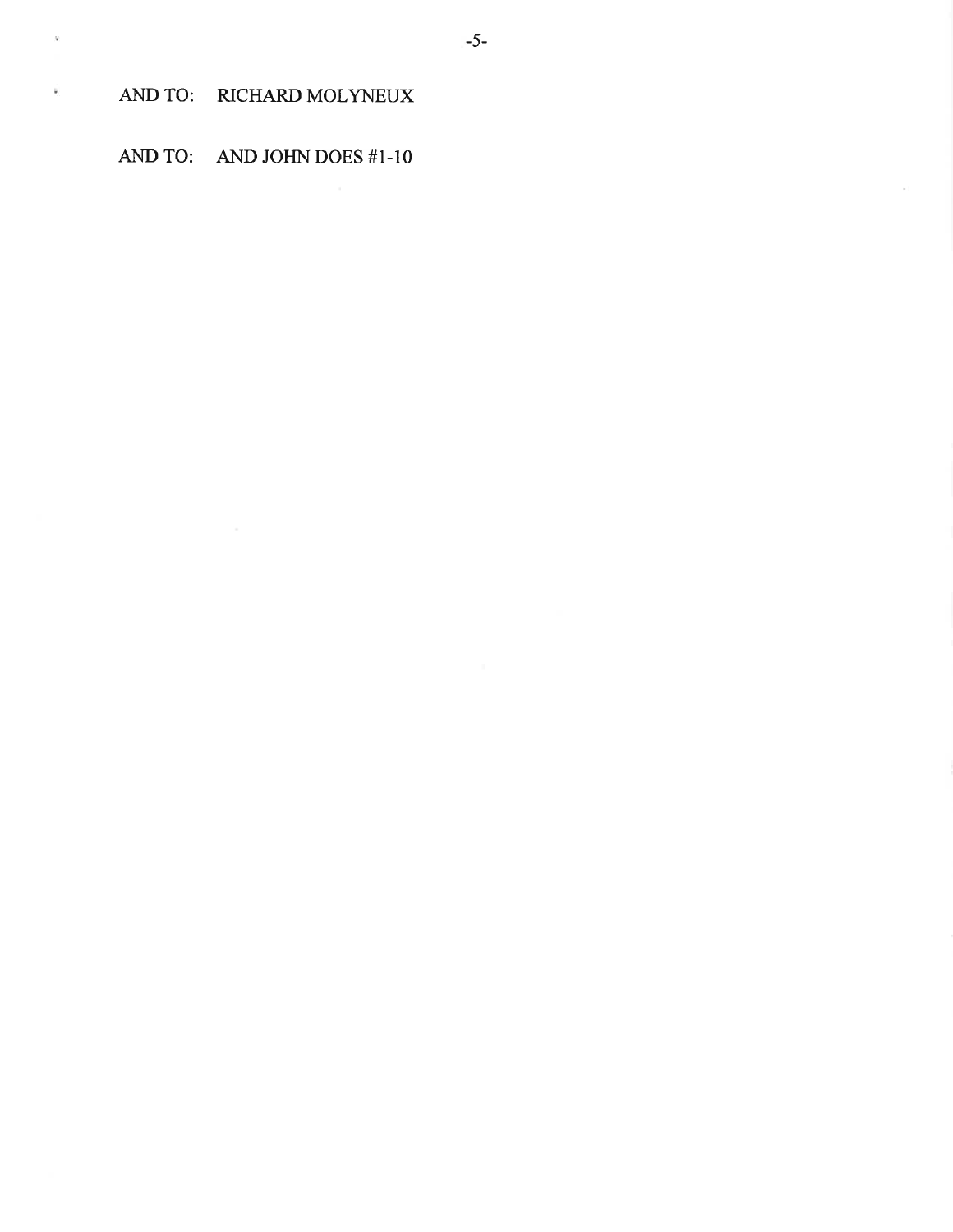AND TO: RICHARD MOLYNEUX

AND TO: AND JOHN DOES #1-10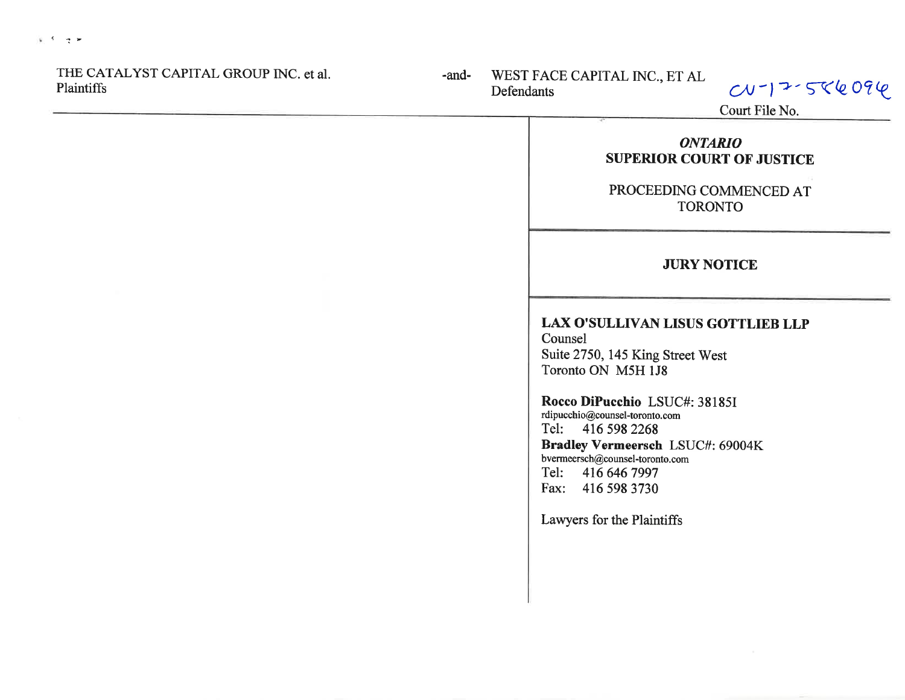THE CATALYST CAPITAL GROUP INC. et al.
Plaintiffs

-and-

WEST FACE CAPITAL INC., ET AL
Defendants

CV-17-586094
Court File No.

***ONTARIO***
**SUPERIOR COURT OF JUSTICE**

PROCEEDING COMMENCED AT
TORONTO

**JURY NOTICE**

**LAX O'SULLIVAN LISUS GOTTLIEB LLP**
Counsel
Suite 2750, 145 King Street West
Toronto ON M5H 1J8

**Rocco DiPucchio** LSUC#: 38185I
rdipucchio@counsel-toronto.com
Tel: 416 598 2268
**Bradley Vermeersch** LSUC#: 69004K
bvermeersch@counsel-toronto.com
Tel: 416 646 7997
Fax: 416 598 3730

Lawyers for the Plaintiffs